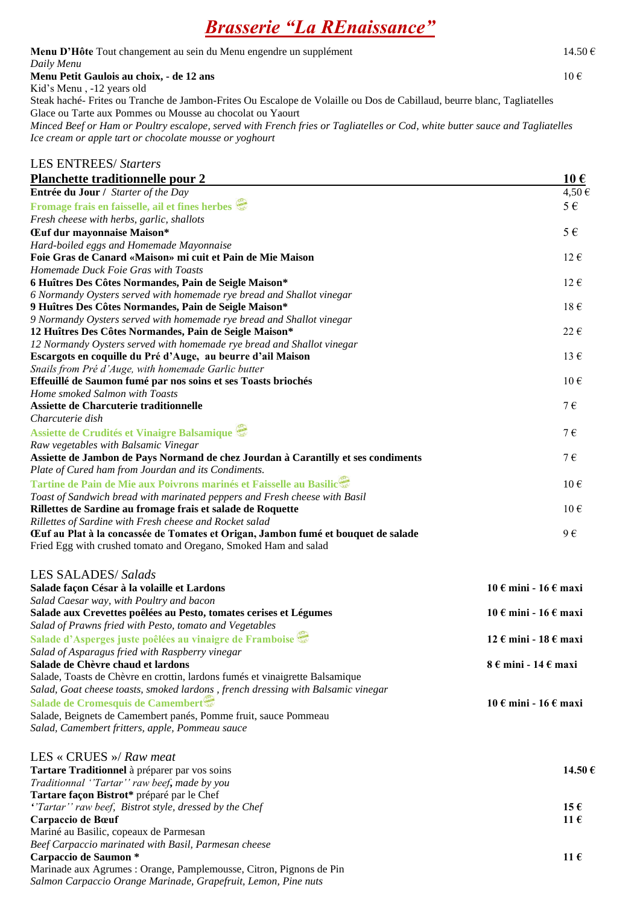# *Brasserie "La REnaissance"*

**Menu D'Hôte** Tout changement au sein du Menu engendre un supplément — 14.50 €
*Daily Menu*

**Menu Petit Gaulois au choix, - de 12 ans** — 10 €
Kid's Menu , -12 years old
Steak haché- Frites ou Tranche de Jambon-Frites Ou Escalope de Volaille ou Dos de Cabillaud, beurre blanc, Tagliatelles
Glace ou Tarte aux Pommes ou Mousse au chocolat ou Yaourt
*Minced Beef or Ham or Poultry escalope, served with French fries or Tagliatelles or Cod, white butter sauce and Tagliatelles*
*Ice cream or apple tart or chocolate mousse or yoghourt*

## LES ENTREES/ *Starters*

| | |
|---|---|
| **Planchette traditionnelle pour 2** | **10 €** |
| **Entrée du Jour /** *Starter of the Day* | 4,50 € |
| **Fromage frais en faisselle, ail et fines herbes**<br>*Fresh cheese with herbs, garlic, shallots* | 5 € |
| **Œuf dur mayonnaise Maison\***<br>*Hard-boiled eggs and Homemade Mayonnaise* | 5 € |
| **Foie Gras de Canard «Maison» mi cuit et Pain de Mie Maison**<br>*Homemade Duck Foie Gras with Toasts* | 12 € |
| **6 Huîtres Des Côtes Normandes, Pain de Seigle Maison\***<br>*6 Normandy Oysters served with homemade rye bread and Shallot vinegar* | 12 € |
| **9 Huîtres Des Côtes Normandes, Pain de Seigle Maison\***<br>*9 Normandy Oysters served with homemade rye bread and Shallot vinegar* | 18 € |
| **12 Huîtres Des Côtes Normandes, Pain de Seigle Maison\***<br>*12 Normandy Oysters served with homemade rye bread and Shallot vinegar* | 22 € |
| **Escargots en coquille du Pré d'Auge, au beurre d'ail Maison**<br>*Snails from Pré d'Auge, with homemade Garlic butter* | 13 € |
| **Effeuillé de Saumon fumé par nos soins et ses Toasts briochés**<br>*Home smoked Salmon with Toasts* | 10 € |
| **Assiette de Charcuterie traditionnelle**<br>*Charcuterie dish* | 7 € |
| **Assiette de Crudités et Vinaigre Balsamique**<br>*Raw vegetables with Balsamic Vinegar* | 7 € |
| **Assiette de Jambon de Pays Normand de chez Jourdan à Carantilly et ses condiments**<br>*Plate of Cured ham from Jourdan and its Condiments.* | 7 € |
| **Tartine de Pain de Mie aux Poivrons marinés et Faisselle au Basilic**<br>*Toast of Sandwich bread with marinated peppers and Fresh cheese with Basil* | 10 € |
| **Rillettes de Sardine au fromage frais et salade de Roquette**<br>*Rillettes of Sardine with Fresh cheese and Rocket salad* | 10 € |
| **Œuf au Plat à la concassée de Tomates et Origan, Jambon fumé et bouquet de salade**<br>Fried Egg with crushed tomato and Oregano, Smoked Ham and salad | 9 € |

## LES SALADES/ *Salads*

| | |
|---|---|
| **Salade façon César à la volaille et Lardons**<br>*Salad Caesar way, with Poultry and bacon* | **10 € mini - 16 € maxi** |
| **Salade aux Crevettes poêlées au Pesto, tomates cerises et Légumes**<br>*Salad of Prawns fried with Pesto, tomato and Vegetables* | **10 € mini - 16 € maxi** |
| **Salade d'Asperges juste poêlées au vinaigre de Framboise**<br>*Salad of Asparagus fried with Raspberry vinegar* | **12 € mini - 18 € maxi** |
| **Salade de Chèvre chaud et lardons**<br>Salade, Toasts de Chèvre en crottin, lardons fumés et vinaigrette Balsamique<br>*Salad, Goat cheese toasts, smoked lardons , french dressing with Balsamic vinegar* | **8 € mini - 14 € maxi** |
| **Salade de Cromesquis de Camembert**<br>Salade, Beignets de Camembert panés, Pomme fruit, sauce Pommeau<br>*Salad, Camembert fritters, apple, Pommeau sauce* | **10 € mini - 16 € maxi** |

## LES « CRUES »/ *Raw meat*

| | |
|---|---|
| **Tartare Traditionnel** à préparer par vos soins<br>*Traditionnal ''Tartar'' raw beef, made by you* | **14.50 €** |
| **Tartare façon Bistrot\*** préparé par le Chef<br>*''Tartar'' raw beef, Bistrot style, dressed by the Chef* | **15 €** |
| **Carpaccio de Bœuf**<br>Mariné au Basilic, copeaux de Parmesan<br>*Beef Carpaccio marinated with Basil, Parmesan cheese* | **11 €** |
| **Carpaccio de Saumon \***<br>Marinade aux Agrumes : Orange, Pamplemousse, Citron, Pignons de Pin<br>*Salmon Carpaccio Orange Marinade, Grapefruit, Lemon, Pine nuts* | **11 €** |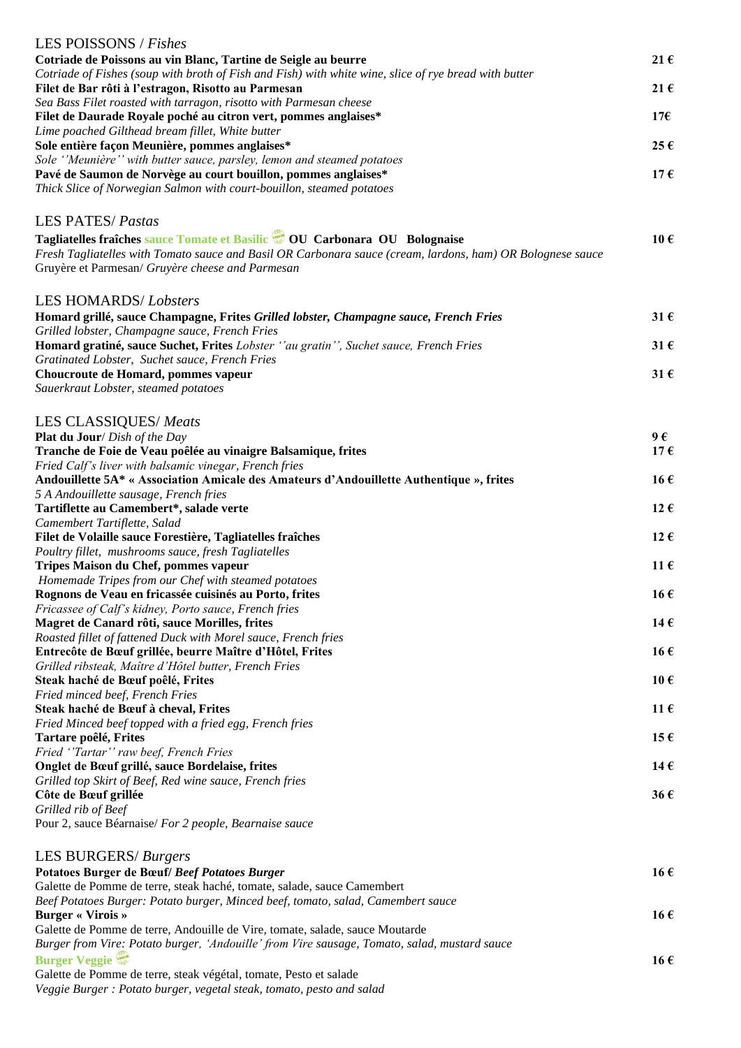## LES POISSONS / *Fishes*

**Cotriade de Poissons au vin Blanc, Tartine de Seigle au beurre** — **21 €**
*Cotriade of Fishes (soup with broth of Fish and Fish) with white wine, slice of rye bread with butter*

**Filet de Bar rôti à l'estragon, Risotto au Parmesan** — **21 €**
*Sea Bass Filet roasted with tarragon, risotto with Parmesan cheese*

**Filet de Daurade Royale poché au citron vert, pommes anglaises*** — **17€**
*Lime poached Gilthead bream fillet, White butter*

**Sole entière façon Meunière, pommes anglaises*** — **25 €**
*Sole ''Meunière'' with butter sauce, parsley, lemon and steamed potatoes*

**Pavé de Saumon de Norvège au court bouillon, pommes anglaises*** — **17 €**
*Thick Slice of Norwegian Salmon with court-bouillon, steamed potatoes*

## LES PATES/ *Pastas*

**Tagliatelles fraîches sauce Tomate et Basilic OU Carbonara OU Bolognaise** — **10 €**
*Fresh Tagliatelles with Tomato sauce and Basil OR Carbonara sauce (cream, lardons, ham) OR Bolognese sauce*
Gruyère et Parmesan/ *Gruyère cheese and Parmesan*

## LES HOMARDS/ *Lobsters*

**Homard grillé, sauce Champagne, Frites *Grilled lobster, Champagne sauce, French Fries*** — **31 €**
*Grilled lobster, Champagne sauce, French Fries*

**Homard gratiné, sauce Suchet, Frites** *Lobster ''au gratin'', Suchet sauce, French Fries* — **31 €**
*Gratinated Lobster, Suchet sauce, French Fries*

**Choucroute de Homard, pommes vapeur** — **31 €**
*Sauerkraut Lobster, steamed potatoes*

## LES CLASSIQUES/ *Meats*

**Plat du Jour**/ *Dish of the Day* — **9 €**

**Tranche de Foie de Veau poêlée au vinaigre Balsamique, frites** — **17 €**
*Fried Calf's liver with balsamic vinegar, French fries*

**Andouillette 5A* « Association Amicale des Amateurs d'Andouillette Authentique », frites** — **16 €**
*5 A Andouillette sausage, French fries*

**Tartiflette au Camembert*, salade verte** — **12 €**
*Camembert Tartiflette, Salad*

**Filet de Volaille sauce Forestière, Tagliatelles fraîches** — **12 €**
*Poultry fillet, mushrooms sauce, fresh Tagliatelles*

**Tripes Maison du Chef, pommes vapeur** — **11 €**
*Homemade Tripes from our Chef with steamed potatoes*

**Rognons de Veau en fricassée cuisinés au Porto, frites** — **16 €**
*Fricassee of Calf's kidney, Porto sauce, French fries*

**Magret de Canard rôti, sauce Morilles, frites** — **14 €**
*Roasted fillet of fattened Duck with Morel sauce, French fries*

**Entrecôte de Bœuf grillée, beurre Maître d'Hôtel, Frites** — **16 €**
*Grilled ribsteak, Maître d'Hôtel butter, French Fries*

**Steak haché de Bœuf poêlé, Frites** — **10 €**
*Fried minced beef, French Fries*

**Steak haché de Bœuf à cheval, Frites** — **11 €**
*Fried Minced beef topped with a fried egg, French fries*

**Tartare poêlé, Frites** — **15 €**
*Fried ''Tartar'' raw beef, French Fries*

**Onglet de Bœuf grillé, sauce Bordelaise, frites** — **14 €**
*Grilled top Skirt of Beef, Red wine sauce, French fries*

**Côte de Bœuf grillée** — **36 €**
*Grilled rib of Beef*
Pour 2, sauce Béarnaise/ *For 2 people, Bearnaise sauce*

## LES BURGERS/ *Burgers*

**Potatoes Burger de Bœuf/ *Beef Potatoes Burger*** — **16 €**
Galette de Pomme de terre, steak haché, tomate, salade, sauce Camembert
*Beef Potatoes Burger: Potato burger, Minced beef, tomato, salad, Camembert sauce*

**Burger « Virois »** — **16 €**
Galette de Pomme de terre, Andouille de Vire, tomate, salade, sauce Moutarde
*Burger from Vire: Potato burger, 'Andouille' from Vire sausage, Tomato, salad, mustard sauce*

**Burger Veggie** — **16 €**
Galette de Pomme de terre, steak végétal, tomate, Pesto et salade
*Veggie Burger : Potato burger, vegetal steak, tomato, pesto and salad*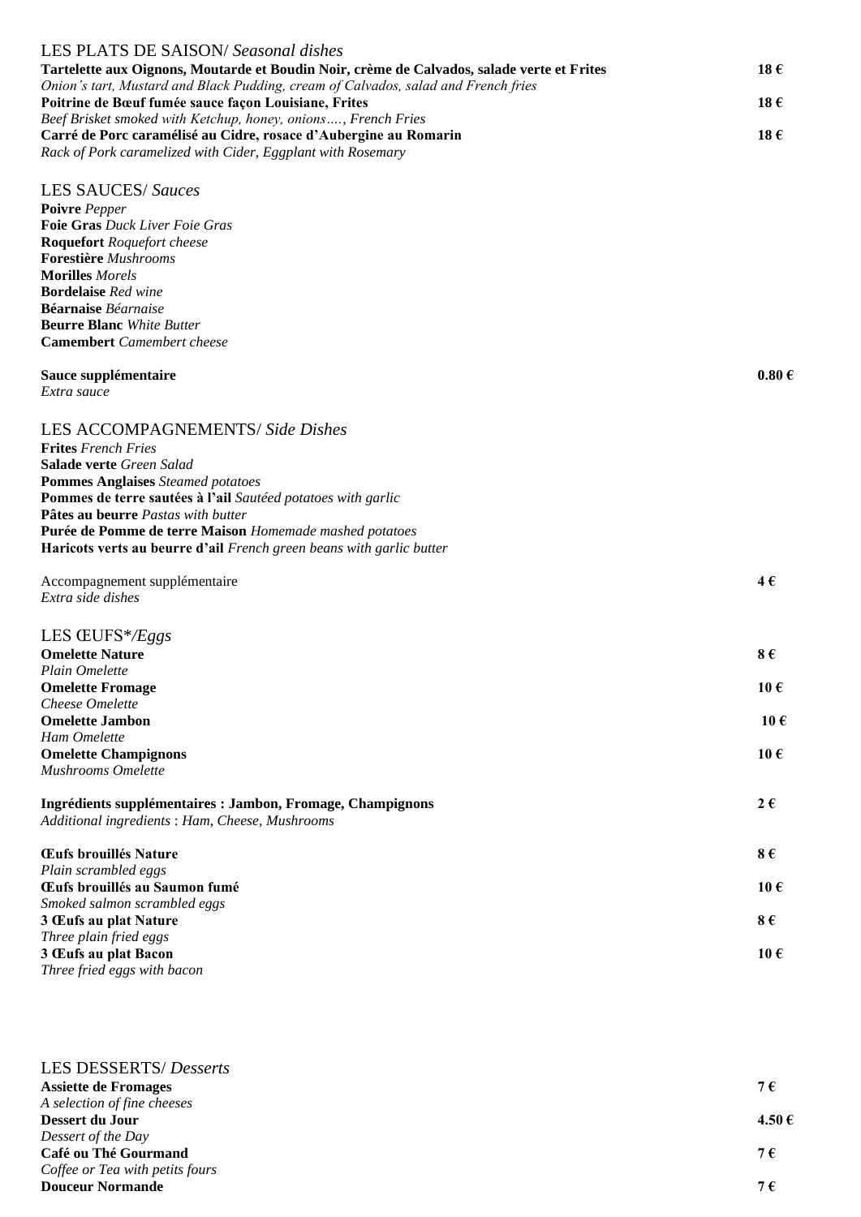## LES PLATS DE SAISON/ *Seasonal dishes*

**Tartelette aux Oignons, Moutarde et Boudin Noir, crème de Calvados, salade verte et Frites** — **18 €**
*Onion's tart, Mustard and Black Pudding, cream of Calvados, salad and French fries*

**Poitrine de Bœuf fumée sauce façon Louisiane, Frites** — **18 €**
*Beef Brisket smoked with Ketchup, honey, onions…., French Fries*

**Carré de Porc caramélisé au Cidre, rosace d'Aubergine au Romarin** — **18 €**
*Rack of Pork caramelized with Cider, Eggplant with Rosemary*

## LES SAUCES/ *Sauces*

**Poivre** *Pepper*
**Foie Gras** *Duck Liver Foie Gras*
**Roquefort** *Roquefort cheese*
**Forestière** *Mushrooms*
**Morilles** *Morels*
**Bordelaise** *Red wine*
**Béarnaise** *Béarnaise*
**Beurre Blanc** *White Butter*
**Camembert** *Camembert cheese*

**Sauce supplémentaire** — **0.80 €**
*Extra sauce*

## LES ACCOMPAGNEMENTS/ *Side Dishes*

**Frites** *French Fries*
**Salade verte** *Green Salad*
**Pommes Anglaises** *Steamed potatoes*
**Pommes de terre sautées à l'ail** *Sautéed potatoes with garlic*
**Pâtes au beurre** *Pastas with butter*
**Purée de Pomme de terre Maison** *Homemade mashed potatoes*
**Haricots verts au beurre d'ail** *French green beans with garlic butter*

Accompagnement supplémentaire — **4 €**
*Extra side dishes*

## LES ŒUFS*/*Eggs*

**Omelette Nature** — **8 €**
*Plain Omelette*

**Omelette Fromage** — **10 €**
*Cheese Omelette*

**Omelette Jambon** — **10 €**
*Ham Omelette*

**Omelette Champignons** — **10 €**
*Mushrooms Omelette*

**Ingrédients supplémentaires : Jambon, Fromage, Champignons** — **2 €**
*Additional ingredients : Ham, Cheese, Mushrooms*

**Œufs brouillés Nature** — **8 €**
*Plain scrambled eggs*

**Œufs brouillés au Saumon fumé** — **10 €**
*Smoked salmon scrambled eggs*

**3 Œufs au plat Nature** — **8 €**
*Three plain fried eggs*

**3 Œufs au plat Bacon** — **10 €**
*Three fried eggs with bacon*

## LES DESSERTS/ *Desserts*

**Assiette de Fromages** — **7 €**
*A selection of fine cheeses*

**Dessert du Jour** — **4.50 €**
*Dessert of the Day*

**Café ou Thé Gourmand** — **7 €**
*Coffee or Tea with petits fours*

**Douceur Normande** — **7 €**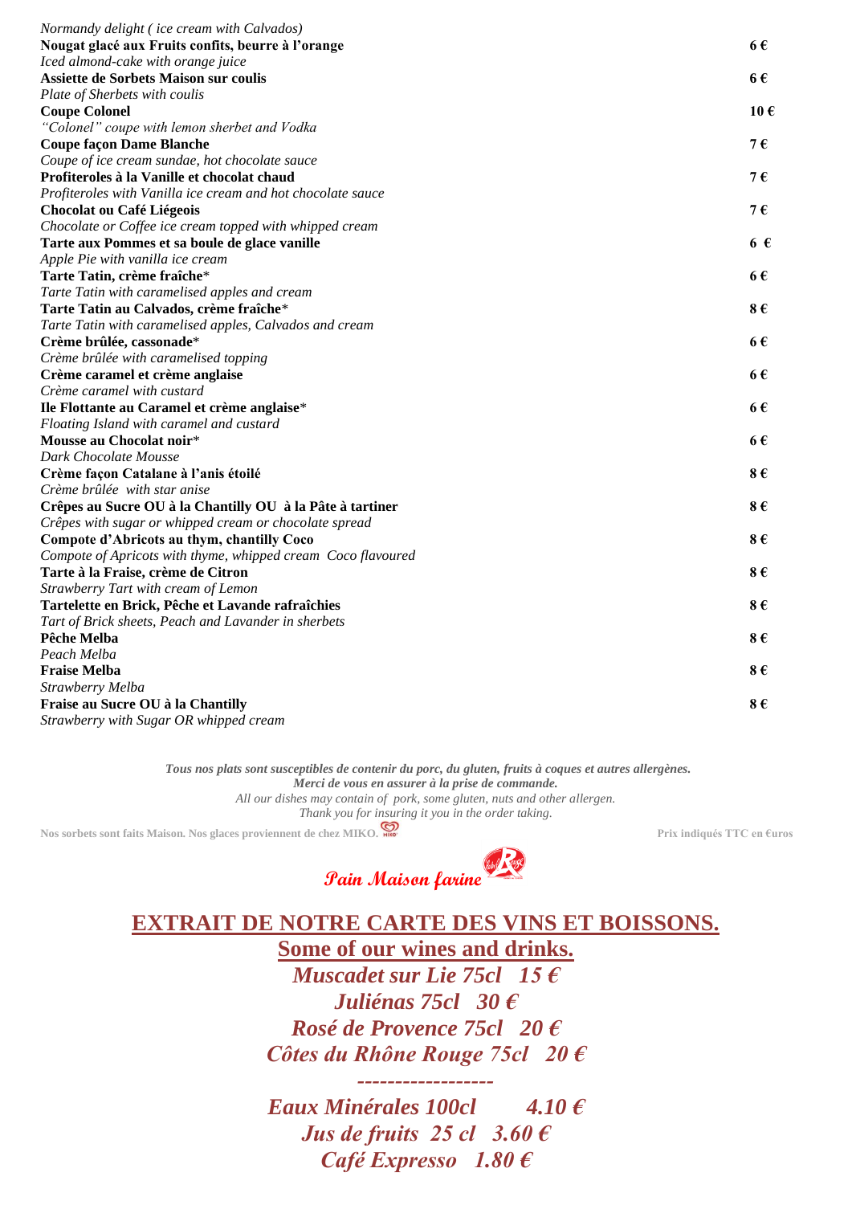*Normandy delight ( ice cream with Calvados)*

| | |
|---|---|
| **Nougat glacé aux Fruits confits, beurre à l'orange**<br>*Iced almond-cake with orange juice* | **6 €** |
| **Assiette de Sorbets Maison sur coulis**<br>*Plate of Sherbets with coulis* | **6 €** |
| **Coupe Colonel**<br>*"Colonel" coupe with lemon sherbet and Vodka* | **10 €** |
| **Coupe façon Dame Blanche**<br>*Coupe of ice cream sundae, hot chocolate sauce* | **7 €** |
| **Profiteroles à la Vanille et chocolat chaud**<br>*Profiteroles with Vanilla ice cream and hot chocolate sauce* | **7 €** |
| **Chocolat ou Café Liégeois**<br>*Chocolate or Coffee ice cream topped with whipped cream* | **7 €** |
| **Tarte aux Pommes et sa boule de glace vanille**<br>*Apple Pie with vanilla ice cream* | **6 €** |
| **Tarte Tatin, crème fraîche***<br>*Tarte Tatin with caramelised apples and cream* | **6 €** |
| **Tarte Tatin au Calvados, crème fraîche***<br>*Tarte Tatin with caramelised apples, Calvados and cream* | **8 €** |
| **Crème brûlée, cassonade***<br>*Crème brûlée with caramelised topping* | **6 €** |
| **Crème caramel et crème anglaise**<br>*Crème caramel with custard* | **6 €** |
| **Ile Flottante au Caramel et crème anglaise***<br>*Floating Island with caramel and custard* | **6 €** |
| **Mousse au Chocolat noir***<br>*Dark Chocolate Mousse* | **6 €** |
| **Crème façon Catalane à l'anis étoilé**<br>*Crème brûlée with star anise* | **8 €** |
| **Crêpes au Sucre OU à la Chantilly OU à la Pâte à tartiner**<br>*Crêpes with sugar or whipped cream or chocolate spread* | **8 €** |
| **Compote d'Abricots au thym, chantilly Coco**<br>*Compote of Apricots with thyme, whipped cream Coco flavoured* | **8 €** |
| **Tarte à la Fraise, crème de Citron**<br>*Strawberry Tart with cream of Lemon* | **8 €** |
| **Tartelette en Brick, Pêche et Lavande rafraîchies**<br>*Tart of Brick sheets, Peach and Lavander in sherbets* | **8 €** |
| **Pêche Melba**<br>*Peach Melba* | **8 €** |
| **Fraise Melba**<br>*Strawberry Melba* | **8 €** |
| **Fraise au Sucre OU à la Chantilly**<br>*Strawberry with Sugar OR whipped cream* | **8 €** |

***Tous nos plats sont susceptibles de contenir du porc, du gluten, fruits à coques et autres allergènes.***
***Merci de vous en assurer à la prise de commande.***
*All our dishes may contain of pork, some gluten, nuts and other allergen.*
*Thank you for insuring it you in the order taking.*

**Nos sorbets sont faits Maison. Nos glaces proviennent de chez MIKO.** **Prix indiqués TTC en €uros**

**Pain Maison farine**

# EXTRAIT DE NOTRE CARTE DES VINS ET BOISSONS.

## Some of our wines and drinks.

***Muscadet sur Lie 75cl 15 €***
***Juliénas 75cl 30 €***
***Rosé de Provence 75cl 20 €***
***Côtes du Rhône Rouge 75cl 20 €***

------------------

***Eaux Minérales 100cl 4.10 €***
***Jus de fruits 25 cl 3.60 €***
***Café Expresso 1.80 €***